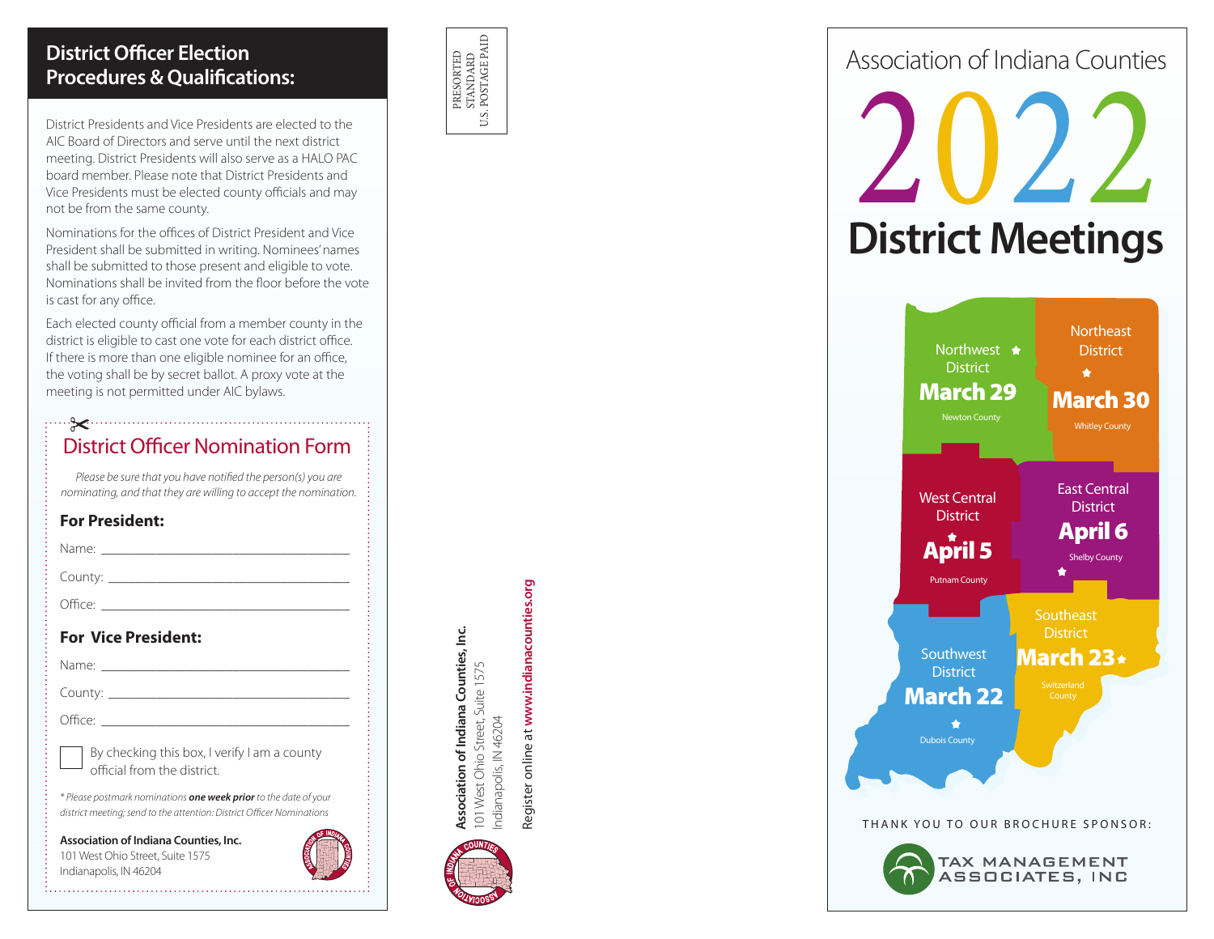## District Officer Election Procedures & Qualifications:

District Presidents and Vice Presidents are elected to the AIC Board of Directors and serve until the next district meeting. District Presidents will also serve as a HALO PAC board member. Please note that District Presidents and Vice Presidents must be elected county officials and may not be from the same county.

Nominations for the offices of District President and Vice President shall be submitted in writing. Nominees' names shall be submitted to those present and eligible to vote. Nominations shall be invited from the floor before the vote is cast for any office.

Each elected county official from a member county in the district is eligible to cast one vote for each district office. If there is more than one eligible nominee for an office, the voting shall be by secret ballot. A proxy vote at the meeting is not permitted under AIC bylaws.

## District Officer Nomination Form

*Please be sure that you have notified the person(s) you are nominating, and that they are willing to accept the nomination.*

**For President:**

Name: ______________________________

County: ______________________________

Office: ______________________________

**For Vice President:**

Name: ______________________________

County: ______________________________

Office: ______________________________

☐ By checking this box, I verify I am a county official from the district.

*\* Please postmark nominations **one week prior** to the date of your district meeting; send to the attention: District Officer Nominations*

**Association of Indiana Counties, Inc.**
101 West Ohio Street, Suite 1575
Indianapolis, IN 46204

PRESORTED STANDARD U.S. POSTAGE PAID

**Association of Indiana Counties, Inc.**
101 West Ohio Street, Suite 1575
Indianapolis, IN 46204

Register online at **www.indianacounties.org**

# Association of Indiana Counties 2022 District Meetings

- Northwest District — **March 29** — Newton County
- Northeast District — **March 30** — Whitley County
- West Central District — **April 5** — Putnam County
- East Central District — **April 6** — Shelby County
- Southwest District — **March 22** — Dubois County
- Southeast District — **March 23** — Switzerland County

THANK YOU TO OUR BROCHURE SPONSOR:

TAX MANAGEMENT ASSOCIATES, INC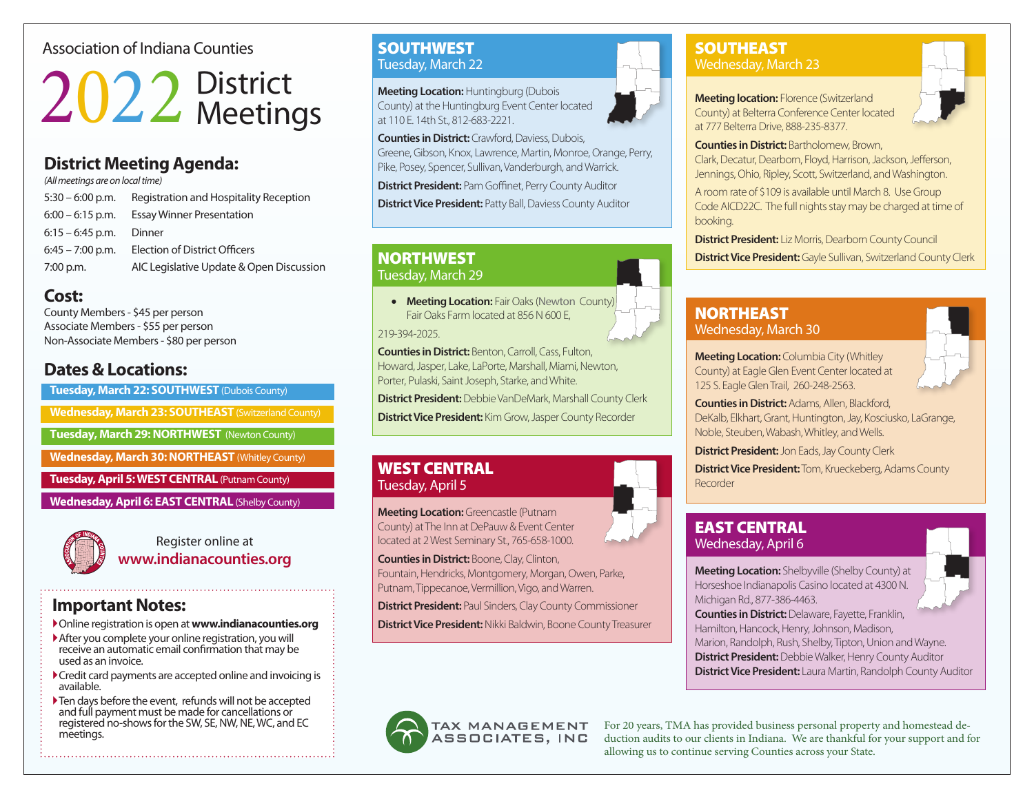Association of Indiana Counties

# 2022 District Meetings

## District Meeting Agenda:

*(All meetings are on local time)*

| | |
|---|---|
| 5:30 – 6:00 p.m. | Registration and Hospitality Reception |
| 6:00 – 6:15 p.m. | Essay Winner Presentation |
| 6:15 – 6:45 p.m. | Dinner |
| 6:45 – 7:00 p.m. | Election of District Officers |
| 7:00 p.m. | AIC Legislative Update & Open Discussion |

## Cost:

County Members - $45 per person
Associate Members - $55 per person
Non-Associate Members - $80 per person

## Dates & Locations:

**Tuesday, March 22: SOUTHWEST** (Dubois County)
**Wednesday, March 23: SOUTHEAST** (Switzerland County)
**Tuesday, March 29: NORTHWEST** (Newton County)
**Wednesday, March 30: NORTHEAST** (Whitley County)
**Tuesday, April 5: WEST CENTRAL** (Putnam County)
**Wednesday, April 6: EAST CENTRAL** (Shelby County)

Register online at
**www.indianacounties.org**

## Important Notes:

- Online registration is open at **www.indianacounties.org**
- After you complete your online registration, you will receive an automatic email confirmation that may be used as an invoice.
- Credit card payments are accepted online and invoicing is available.
- Ten days before the event, refunds will not be accepted and full payment must be made for cancellations or registered no-shows for the SW, SE, NW, NE, WC, and EC meetings.

## SOUTHWEST
Tuesday, March 22

**Meeting Location:** Huntingburg (Dubois County) at the Huntingburg Event Center located at 110 E. 14th St., 812-683-2221.

**Counties in District:** Crawford, Daviess, Dubois, Greene, Gibson, Knox, Lawrence, Martin, Monroe, Orange, Perry, Pike, Posey, Spencer, Sullivan, Vanderburgh, and Warrick.

**District President:** Pam Goffinet, Perry County Auditor

**District Vice President:** Patty Ball, Daviess County Auditor

## NORTHWEST
Tuesday, March 29

- **Meeting Location:** Fair Oaks (Newton County) Fair Oaks Farm located at 856 N 600 E,

219-394-2025.

**Counties in District:** Benton, Carroll, Cass, Fulton, Howard, Jasper, Lake, LaPorte, Marshall, Miami, Newton, Porter, Pulaski, Saint Joseph, Starke, and White.

**District President:** Debbie VanDeMark, Marshall County Clerk

**District Vice President:** Kim Grow, Jasper County Recorder

## WEST CENTRAL
Tuesday, April 5

**Meeting Location:** Greencastle (Putnam County) at The Inn at DePauw & Event Center located at 2 West Seminary St., 765-658-1000.

**Counties in District:** Boone, Clay, Clinton, Fountain, Hendricks, Montgomery, Morgan, Owen, Parke, Putnam, Tippecanoe, Vermillion, Vigo, and Warren.

**District President:** Paul Sinders, Clay County Commissioner

**District Vice President:** Nikki Baldwin, Boone County Treasurer

## SOUTHEAST
Wednesday, March 23

**Meeting location:** Florence (Switzerland County) at Belterra Conference Center located at 777 Belterra Drive, 888-235-8377.

**Counties in District:** Bartholomew, Brown, Clark, Decatur, Dearborn, Floyd, Harrison, Jackson, Jefferson, Jennings, Ohio, Ripley, Scott, Switzerland, and Washington.

A room rate of $109 is available until March 8. Use Group Code AICD22C. The full nights stay may be charged at time of booking.

**District President:** Liz Morris, Dearborn County Council

**District Vice President:** Gayle Sullivan, Switzerland County Clerk

## NORTHEAST
Wednesday, March 30

**Meeting Location:** Columbia City (Whitley County) at Eagle Glen Event Center located at 125 S. Eagle Glen Trail, 260-248-2563.

**Counties in District:** Adams, Allen, Blackford, DeKalb, Elkhart, Grant, Huntington, Jay, Kosciusko, LaGrange, Noble, Steuben, Wabash, Whitley, and Wells.

**District President:** Jon Eads, Jay County Clerk

**District Vice President:** Tom, Krueckeberg, Adams County Recorder

## EAST CENTRAL
Wednesday, April 6

**Meeting Location:** Shelbyville (Shelby County) at Horseshoe Indianapolis Casino located at 4300 N. Michigan Rd., 877-386-4463.

**Counties in District:** Delaware, Fayette, Franklin, Hamilton, Hancock, Henry, Johnson, Madison, Marion, Randolph, Rush, Shelby, Tipton, Union and Wayne.

**District President:** Debbie Walker, Henry County Auditor

**District Vice President:** Laura Martin, Randolph County Auditor

TAX MANAGEMENT ASSOCIATES, INC

For 20 years, TMA has provided business personal property and homestead deduction audits to our clients in Indiana. We are thankful for your support and for allowing us to continue serving Counties across your State.